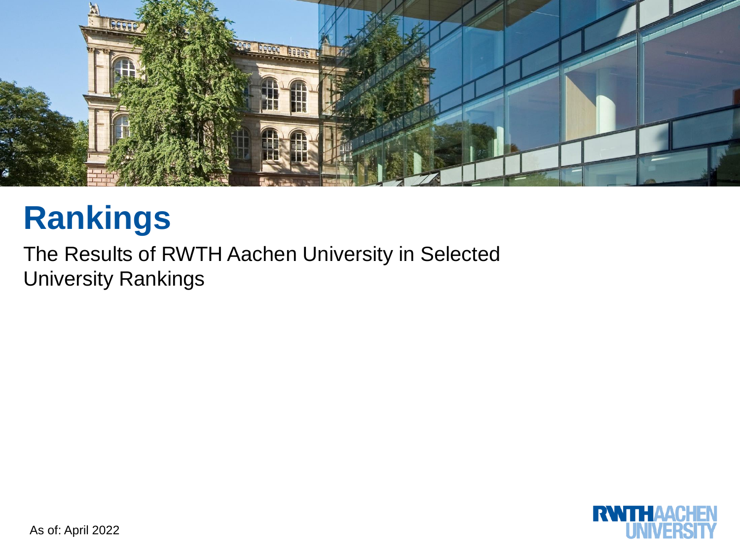# Rankings

The Results of RWTH Aachen University in Selected University Rankings

As of: April 2022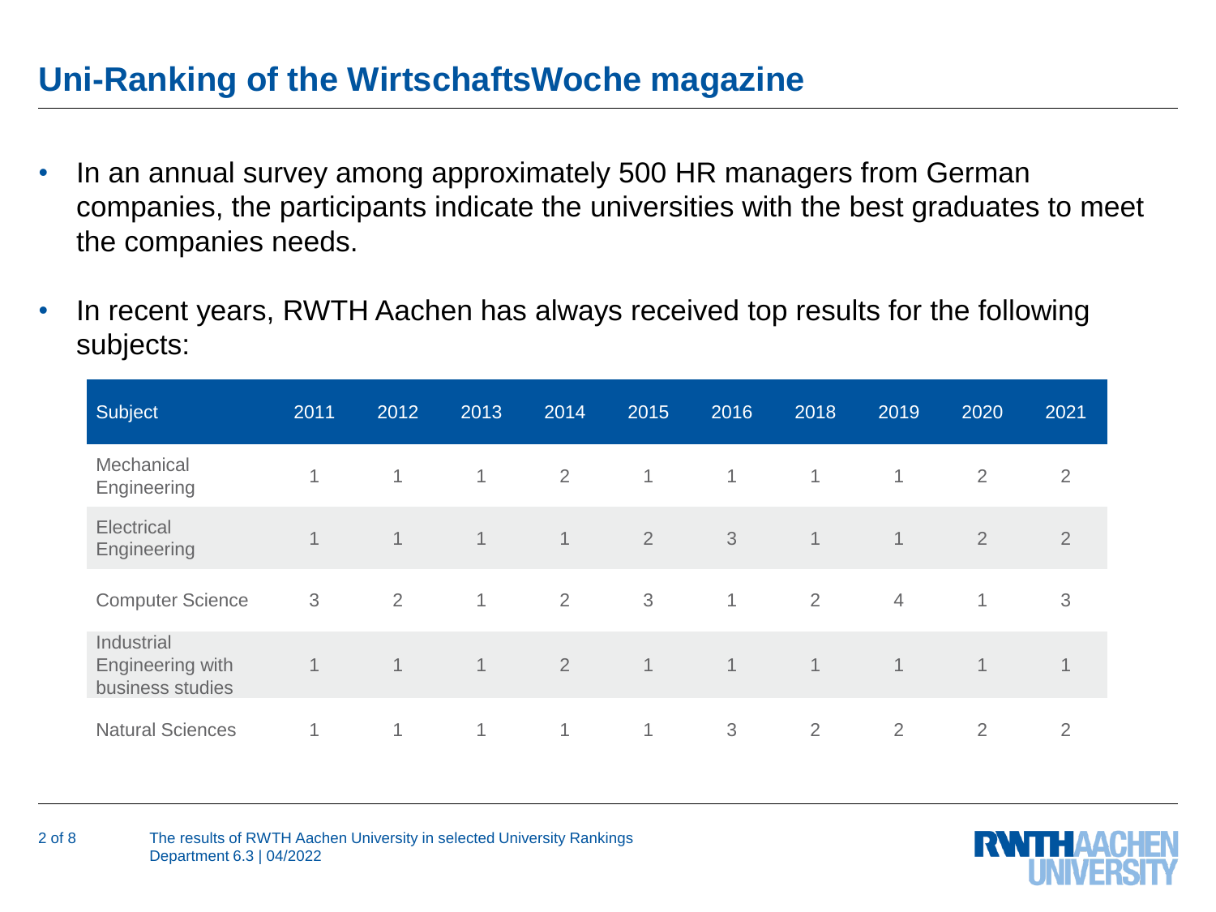# Uni-Ranking of the WirtschaftsWoche magazine

- In an annual survey among approximately 500 HR managers from German companies, the participants indicate the universities with the best graduates to meet the companies needs.
- In recent years, RWTH Aachen has always received top results for the following subjects:

| Subject | 2011 | 2012 | 2013 | 2014 | 2015 | 2016 | 2018 | 2019 | 2020 | 2021 |
|---|---|---|---|---|---|---|---|---|---|---|
| Mechanical Engineering | 1 | 1 | 1 | 2 | 1 | 1 | 1 | 1 | 2 | 2 |
| Electrical Engineering | 1 | 1 | 1 | 1 | 2 | 3 | 1 | 1 | 2 | 2 |
| Computer Science | 3 | 2 | 1 | 2 | 3 | 1 | 2 | 4 | 1 | 3 |
| Industrial Engineering with business studies | 1 | 1 | 1 | 2 | 1 | 1 | 1 | 1 | 1 | 1 |
| Natural Sciences | 1 | 1 | 1 | 1 | 1 | 3 | 2 | 2 | 2 | 2 |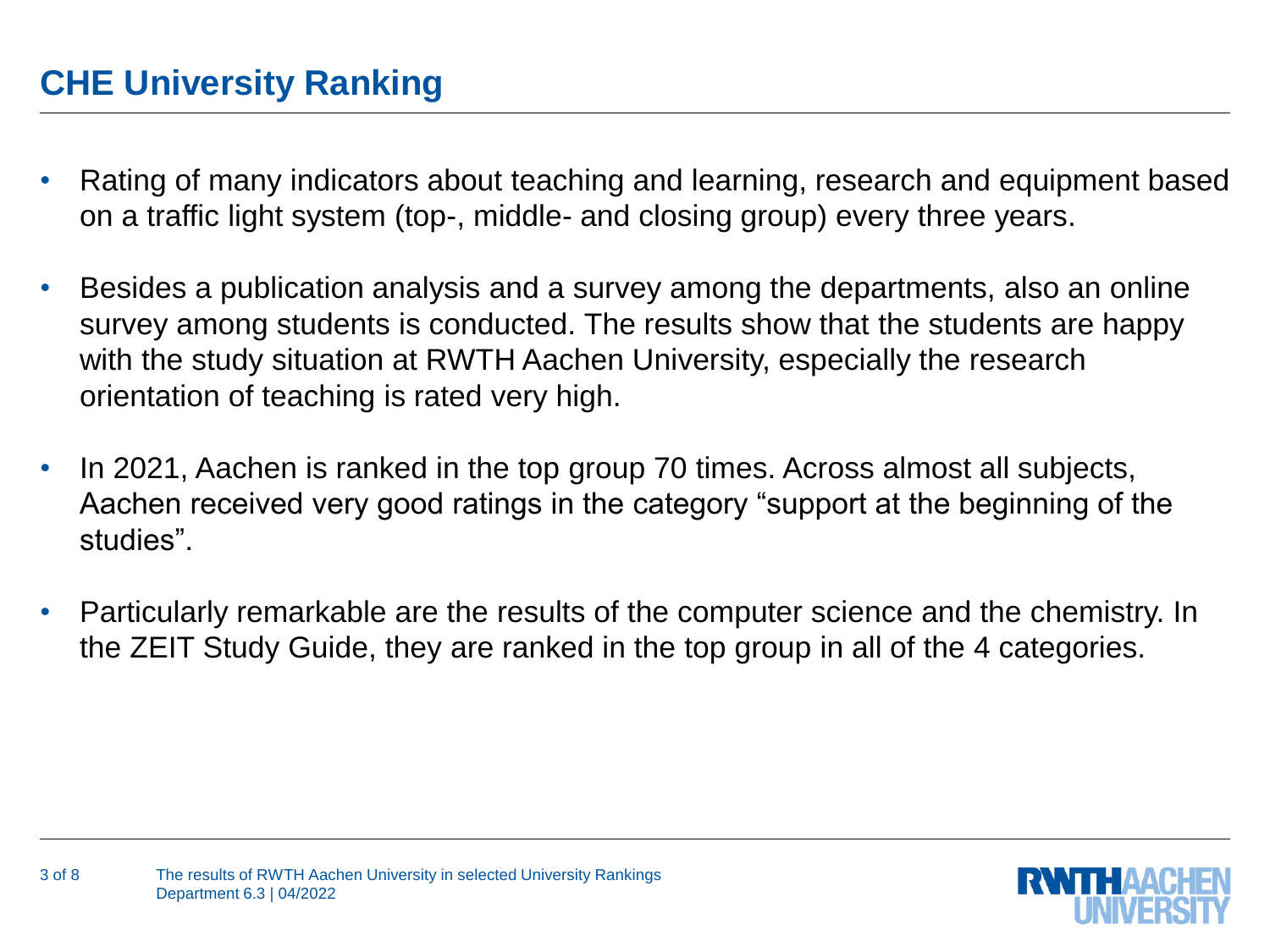# CHE University Ranking

- Rating of many indicators about teaching and learning, research and equipment based on a traffic light system (top-, middle- and closing group) every three years.
- Besides a publication analysis and a survey among the departments, also an online survey among students is conducted. The results show that the students are happy with the study situation at RWTH Aachen University, especially the research orientation of teaching is rated very high.
- In 2021, Aachen is ranked in the top group 70 times. Across almost all subjects, Aachen received very good ratings in the category "support at the beginning of the studies".
- Particularly remarkable are the results of the computer science and the chemistry. In the ZEIT Study Guide, they are ranked in the top group in all of the 4 categories.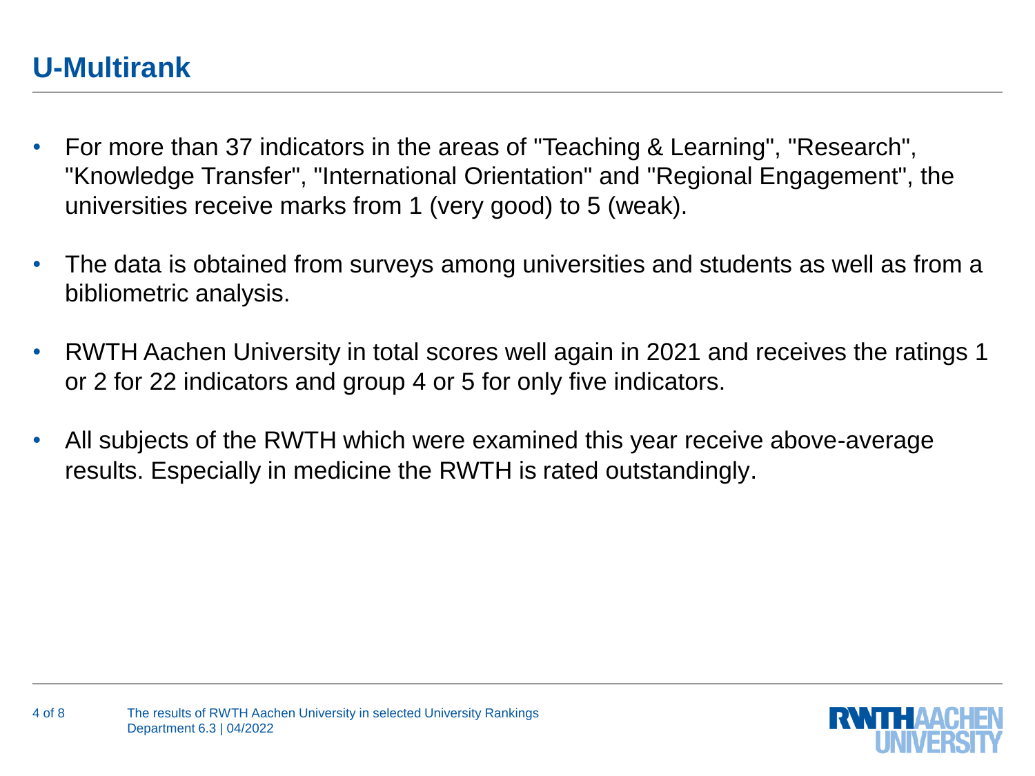# U-Multirank

- For more than 37 indicators in the areas of "Teaching & Learning", "Research", "Knowledge Transfer", "International Orientation" and "Regional Engagement", the universities receive marks from 1 (very good) to 5 (weak).
- The data is obtained from surveys among universities and students as well as from a bibliometric analysis.
- RWTH Aachen University in total scores well again in 2021 and receives the ratings 1 or 2 for 22 indicators and group 4 or 5 for only five indicators.
- All subjects of the RWTH which were examined this year receive above-average results. Especially in medicine the RWTH is rated outstandingly.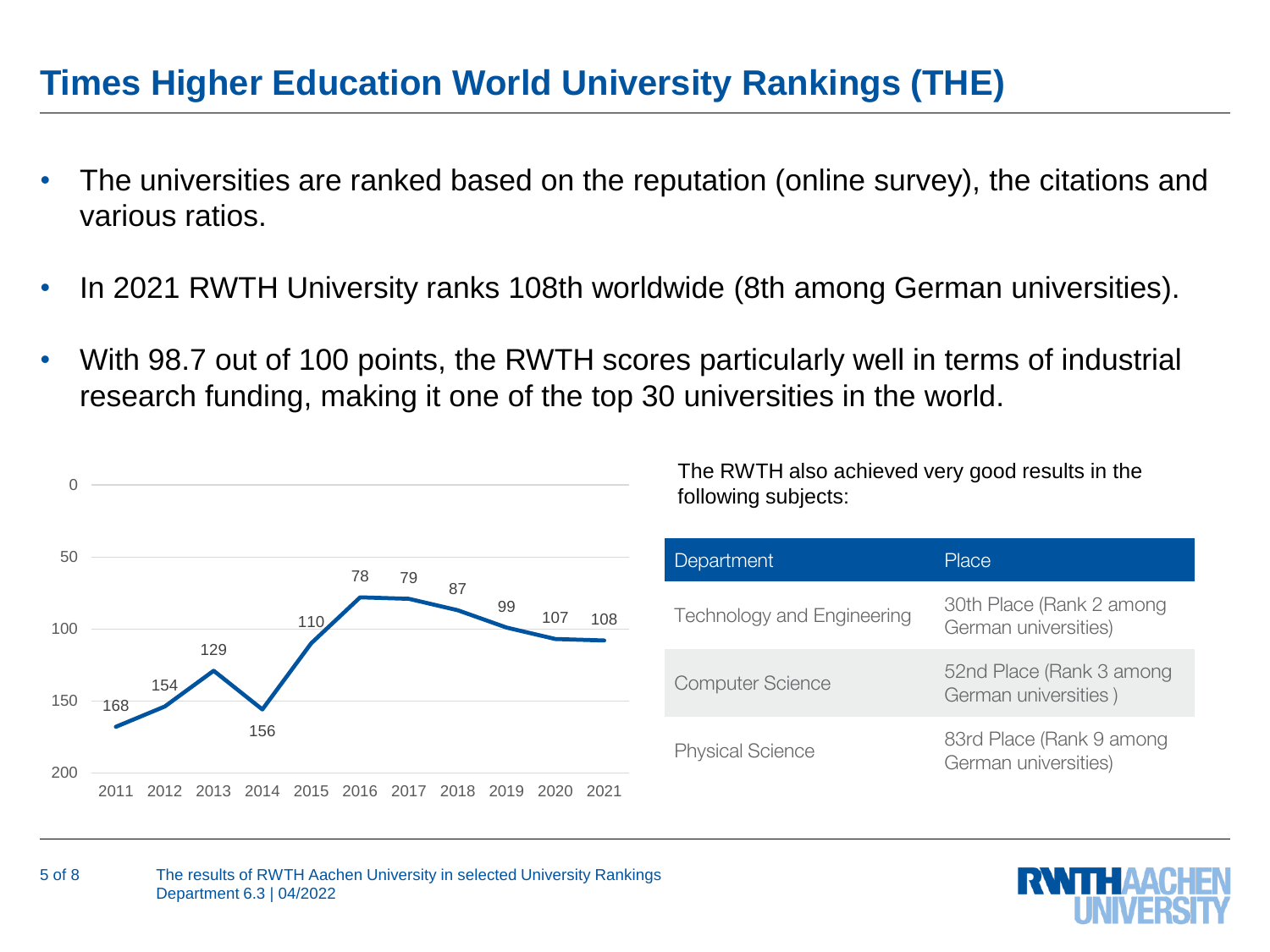# Times Higher Education World University Rankings (THE)

- The universities are ranked based on the reputation (online survey), the citations and various ratios.
- In 2021 RWTH University ranks 108th worldwide (8th among German universities).
- With 98.7 out of 100 points, the RWTH scores particularly well in terms of industrial research funding, making it one of the top 30 universities in the world.

| Year | 2011 | 2012 | 2013 | 2014 | 2015 | 2016 | 2017 | 2018 | 2019 | 2020 | 2021 |
|---|---|---|---|---|---|---|---|---|---|---|---|
| Rank | 168 | 154 | 129 | 156 | 110 | 78 | 79 | 87 | 99 | 107 | 108 |

The RWTH also achieved very good results in the following subjects:

| Department | Place |
|---|---|
| Technology and Engineering | 30th Place (Rank 2 among German universities) |
| Computer Science | 52nd Place (Rank 3 among German universities ) |
| Physical Science | 83rd Place (Rank 9 among German universities) |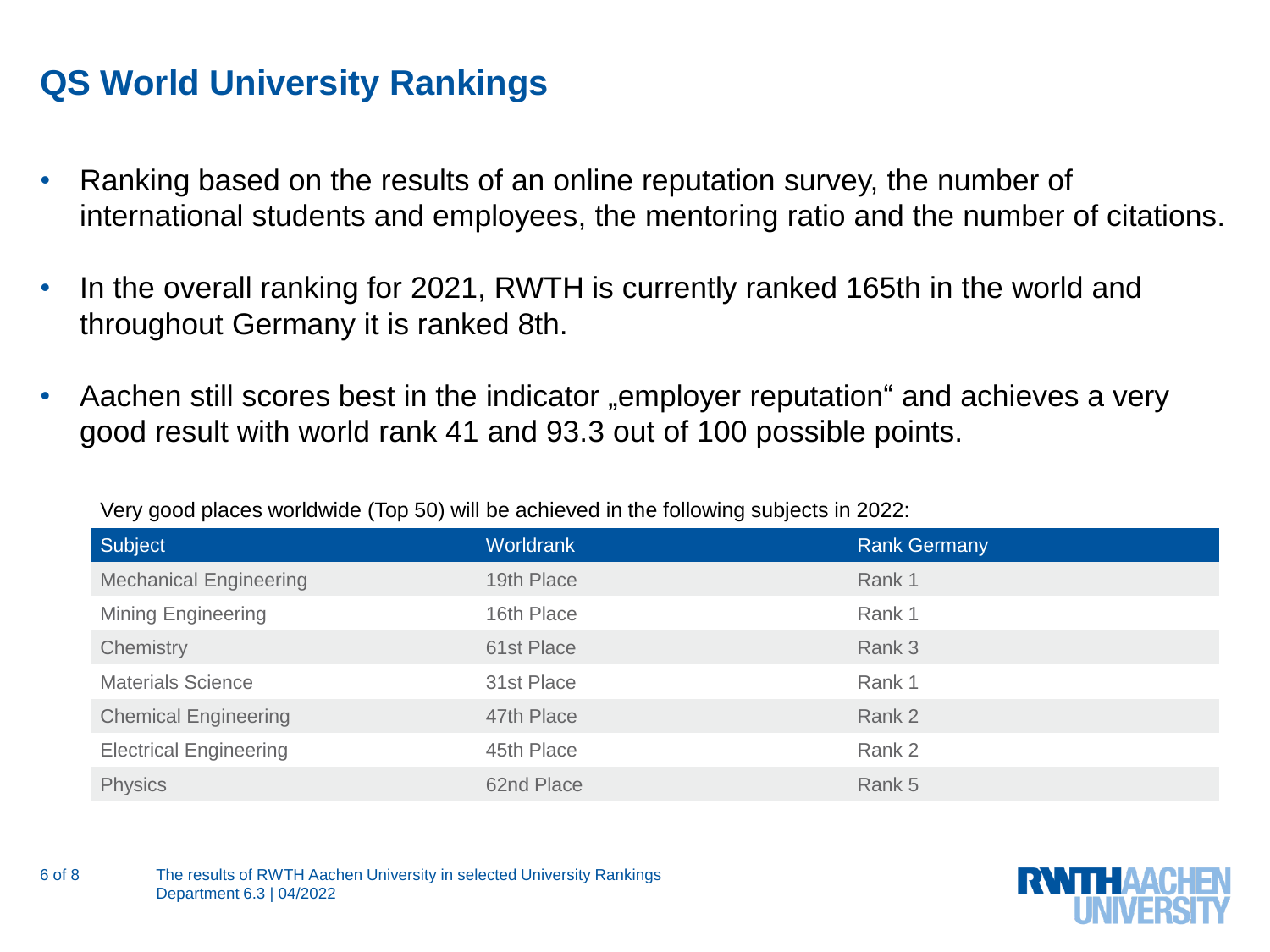# QS World University Rankings

- Ranking based on the results of an online reputation survey, the number of international students and employees, the mentoring ratio and the number of citations.
- In the overall ranking for 2021, RWTH is currently ranked 165th in the world and throughout Germany it is ranked 8th.
- Aachen still scores best in the indicator „employer reputation“ and achieves a very good result with world rank 41 and 93.3 out of 100 possible points.

Very good places worldwide (Top 50) will be achieved in the following subjects in 2022:

| Subject | Worldrank | Rank Germany |
| --- | --- | --- |
| Mechanical Engineering | 19th Place | Rank 1 |
| Mining Engineering | 16th Place | Rank 1 |
| Chemistry | 61st Place | Rank 3 |
| Materials Science | 31st Place | Rank 1 |
| Chemical Engineering | 47th Place | Rank 2 |
| Electrical Engineering | 45th Place | Rank 2 |
| Physics | 62nd Place | Rank 5 |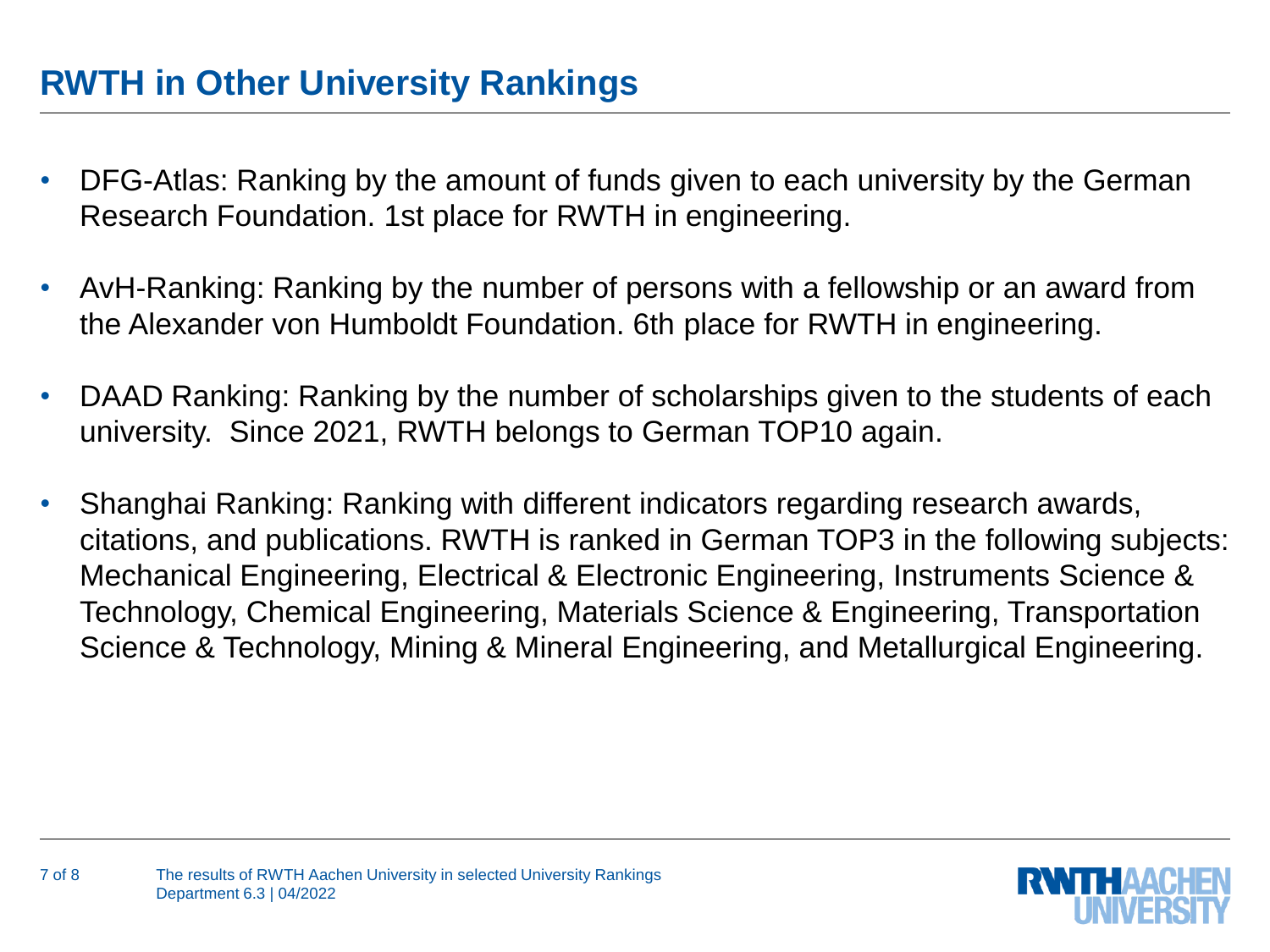# RWTH in Other University Rankings

- DFG-Atlas: Ranking by the amount of funds given to each university by the German Research Foundation. 1st place for RWTH in engineering.
- AvH-Ranking: Ranking by the number of persons with a fellowship or an award from the Alexander von Humboldt Foundation. 6th place for RWTH in engineering.
- DAAD Ranking: Ranking by the number of scholarships given to the students of each university. Since 2021, RWTH belongs to German TOP10 again.
- Shanghai Ranking: Ranking with different indicators regarding research awards, citations, and publications. RWTH is ranked in German TOP3 in the following subjects: Mechanical Engineering, Electrical & Electronic Engineering, Instruments Science & Technology, Chemical Engineering, Materials Science & Engineering, Transportation Science & Technology, Mining & Mineral Engineering, and Metallurgical Engineering.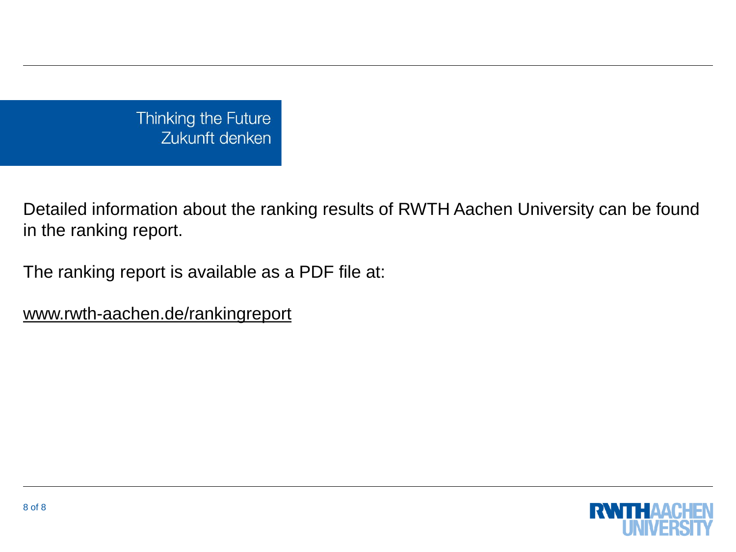Thinking the Future
Zukunft denken

Detailed information about the ranking results of RWTH Aachen University can be found in the ranking report.

The ranking report is available as a PDF file at:

www.rwth-aachen.de/rankingreport

RWTH AACHEN UNIVERSITY